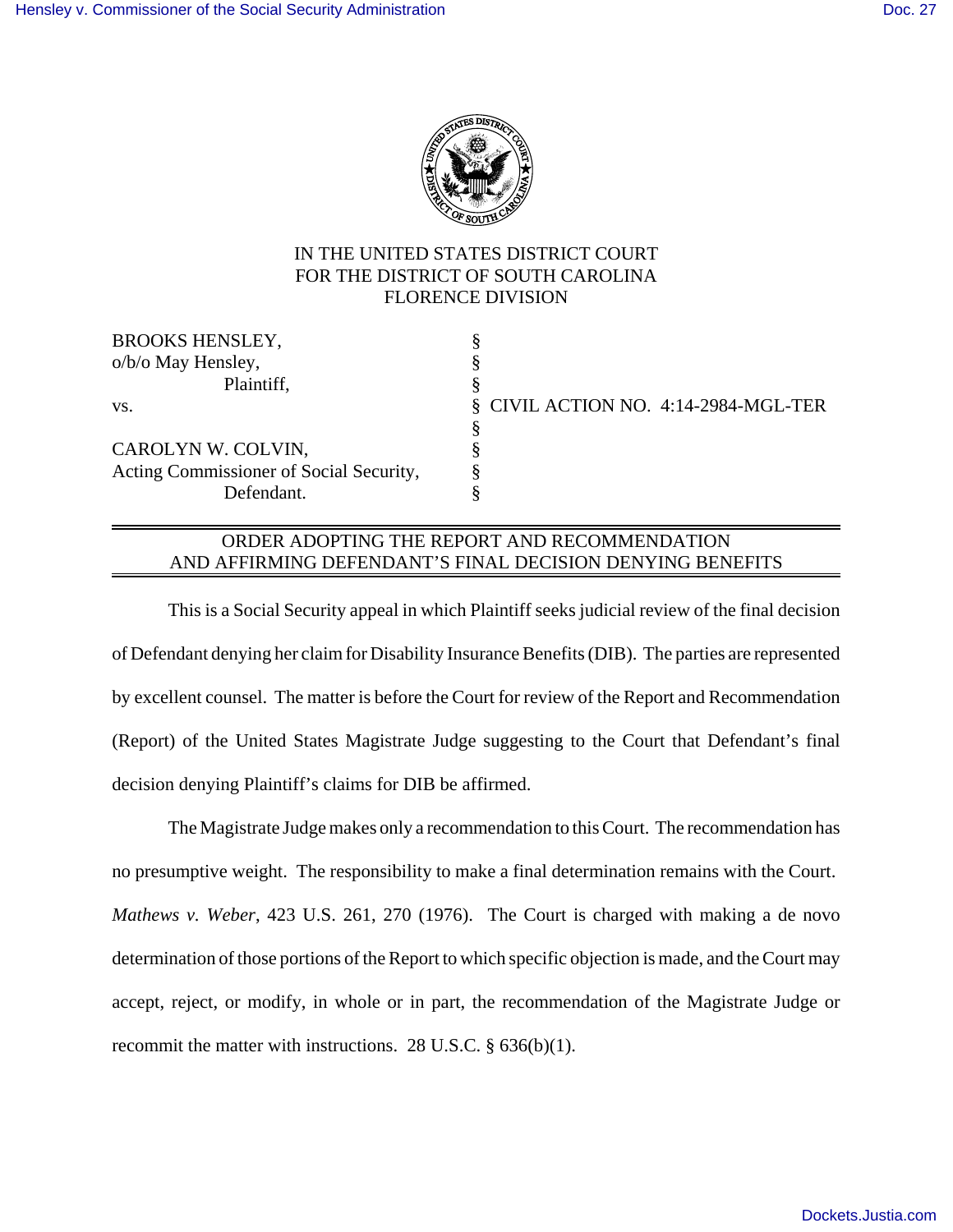IN THE UNITED STATES DISTRICT COURT
FOR THE DISTRICT OF SOUTH CAROLINA
FLORENCE DIVISION

| | | |
|---|---|---|
| BROOKS HENSLEY, | § | |
| o/b/o May Hensley, | § | |
| Plaintiff, | § | |
| vs. | § | CIVIL ACTION NO. 4:14-2984-MGL-TER |
| | § | |
| CAROLYN W. COLVIN, | § | |
| Acting Commissioner of Social Security, | § | |
| Defendant. | § | |

## ORDER ADOPTING THE REPORT AND RECOMMENDATION AND AFFIRMING DEFENDANT'S FINAL DECISION DENYING BENEFITS

This is a Social Security appeal in which Plaintiff seeks judicial review of the final decision of Defendant denying her claim for Disability Insurance Benefits (DIB). The parties are represented by excellent counsel. The matter is before the Court for review of the Report and Recommendation (Report) of the United States Magistrate Judge suggesting to the Court that Defendant's final decision denying Plaintiff's claims for DIB be affirmed.

The Magistrate Judge makes only a recommendation to this Court. The recommendation has no presumptive weight. The responsibility to make a final determination remains with the Court. *Mathews v. Weber*, 423 U.S. 261, 270 (1976). The Court is charged with making a de novo determination of those portions of the Report to which specific objection is made, and the Court may accept, reject, or modify, in whole or in part, the recommendation of the Magistrate Judge or recommit the matter with instructions. 28 U.S.C. § 636(b)(1).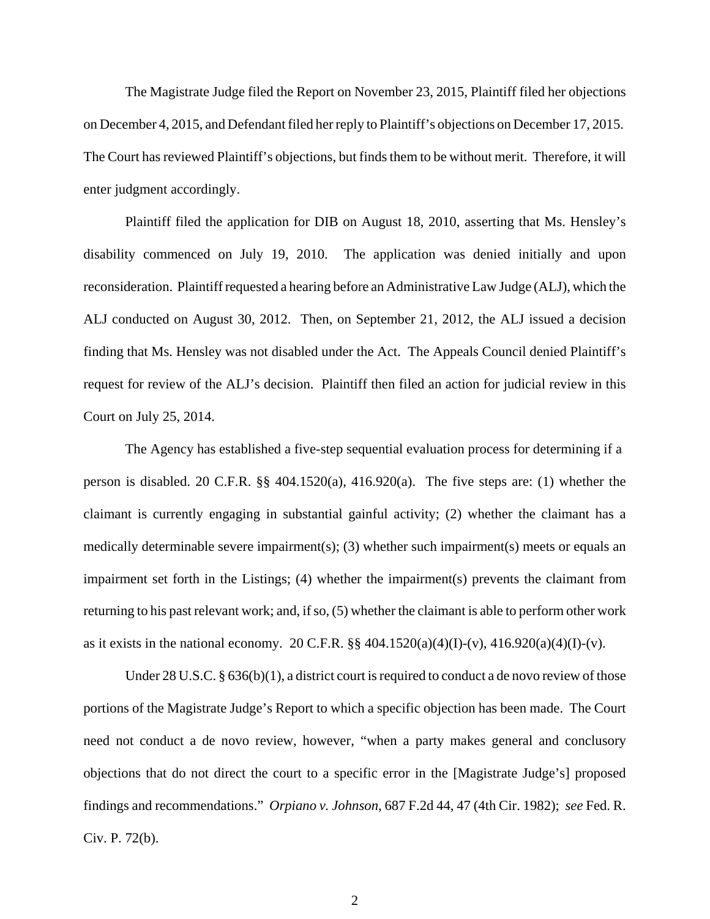The Magistrate Judge filed the Report on November 23, 2015, Plaintiff filed her objections on December 4, 2015, and Defendant filed her reply to Plaintiff's objections on December 17, 2015. The Court has reviewed Plaintiff's objections, but finds them to be without merit. Therefore, it will enter judgment accordingly.

Plaintiff filed the application for DIB on August 18, 2010, asserting that Ms. Hensley's disability commenced on July 19, 2010. The application was denied initially and upon reconsideration. Plaintiff requested a hearing before an Administrative Law Judge (ALJ), which the ALJ conducted on August 30, 2012. Then, on September 21, 2012, the ALJ issued a decision finding that Ms. Hensley was not disabled under the Act. The Appeals Council denied Plaintiff's request for review of the ALJ's decision. Plaintiff then filed an action for judicial review in this Court on July 25, 2014.

The Agency has established a five-step sequential evaluation process for determining if a person is disabled. 20 C.F.R. §§ 404.1520(a), 416.920(a). The five steps are: (1) whether the claimant is currently engaging in substantial gainful activity; (2) whether the claimant has a medically determinable severe impairment(s); (3) whether such impairment(s) meets or equals an impairment set forth in the Listings; (4) whether the impairment(s) prevents the claimant from returning to his past relevant work; and, if so, (5) whether the claimant is able to perform other work as it exists in the national economy. 20 C.F.R. §§ 404.1520(a)(4)(I)-(v), 416.920(a)(4)(I)-(v).

Under 28 U.S.C. § 636(b)(1), a district court is required to conduct a de novo review of those portions of the Magistrate Judge's Report to which a specific objection has been made. The Court need not conduct a de novo review, however, "when a party makes general and conclusory objections that do not direct the court to a specific error in the [Magistrate Judge's] proposed findings and recommendations." *Orpiano v. Johnson*, 687 F.2d 44, 47 (4th Cir. 1982); *see* Fed. R. Civ. P. 72(b).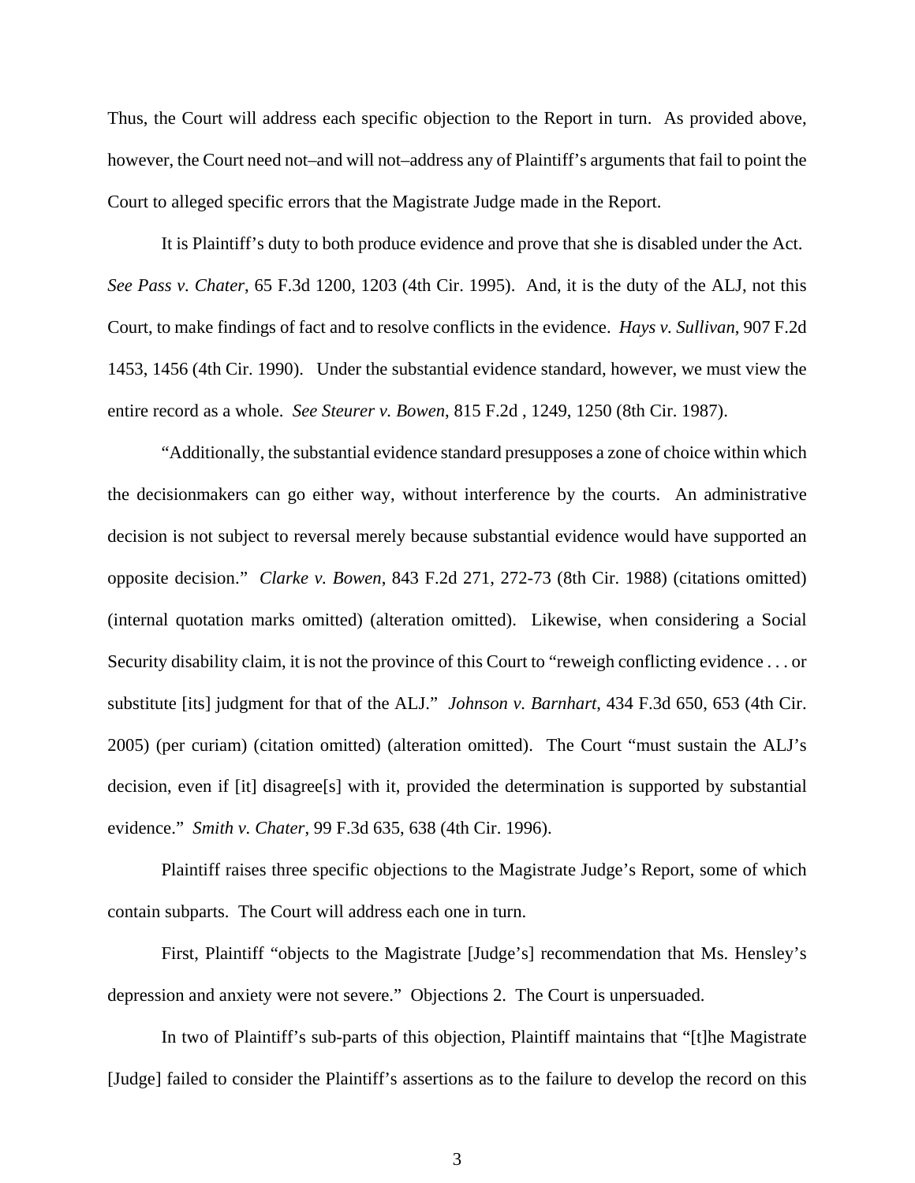Thus, the Court will address each specific objection to the Report in turn. As provided above, however, the Court need not–and will not–address any of Plaintiff's arguments that fail to point the Court to alleged specific errors that the Magistrate Judge made in the Report.

It is Plaintiff's duty to both produce evidence and prove that she is disabled under the Act. *See Pass v. Chater*, 65 F.3d 1200, 1203 (4th Cir. 1995). And, it is the duty of the ALJ, not this Court, to make findings of fact and to resolve conflicts in the evidence. *Hays v. Sullivan*, 907 F.2d 1453, 1456 (4th Cir. 1990). Under the substantial evidence standard, however, we must view the entire record as a whole. *See Steurer v. Bowen*, 815 F.2d , 1249, 1250 (8th Cir. 1987).

"Additionally, the substantial evidence standard presupposes a zone of choice within which the decisionmakers can go either way, without interference by the courts. An administrative decision is not subject to reversal merely because substantial evidence would have supported an opposite decision." *Clarke v. Bowen*, 843 F.2d 271, 272-73 (8th Cir. 1988) (citations omitted) (internal quotation marks omitted) (alteration omitted). Likewise, when considering a Social Security disability claim, it is not the province of this Court to "reweigh conflicting evidence . . . or substitute [its] judgment for that of the ALJ." *Johnson v. Barnhart*, 434 F.3d 650, 653 (4th Cir. 2005) (per curiam) (citation omitted) (alteration omitted). The Court "must sustain the ALJ's decision, even if [it] disagree[s] with it, provided the determination is supported by substantial evidence." *Smith v. Chater*, 99 F.3d 635, 638 (4th Cir. 1996).

Plaintiff raises three specific objections to the Magistrate Judge's Report, some of which contain subparts. The Court will address each one in turn.

First, Plaintiff "objects to the Magistrate [Judge's] recommendation that Ms. Hensley's depression and anxiety were not severe." Objections 2. The Court is unpersuaded.

In two of Plaintiff's sub-parts of this objection, Plaintiff maintains that "[t]he Magistrate [Judge] failed to consider the Plaintiff's assertions as to the failure to develop the record on this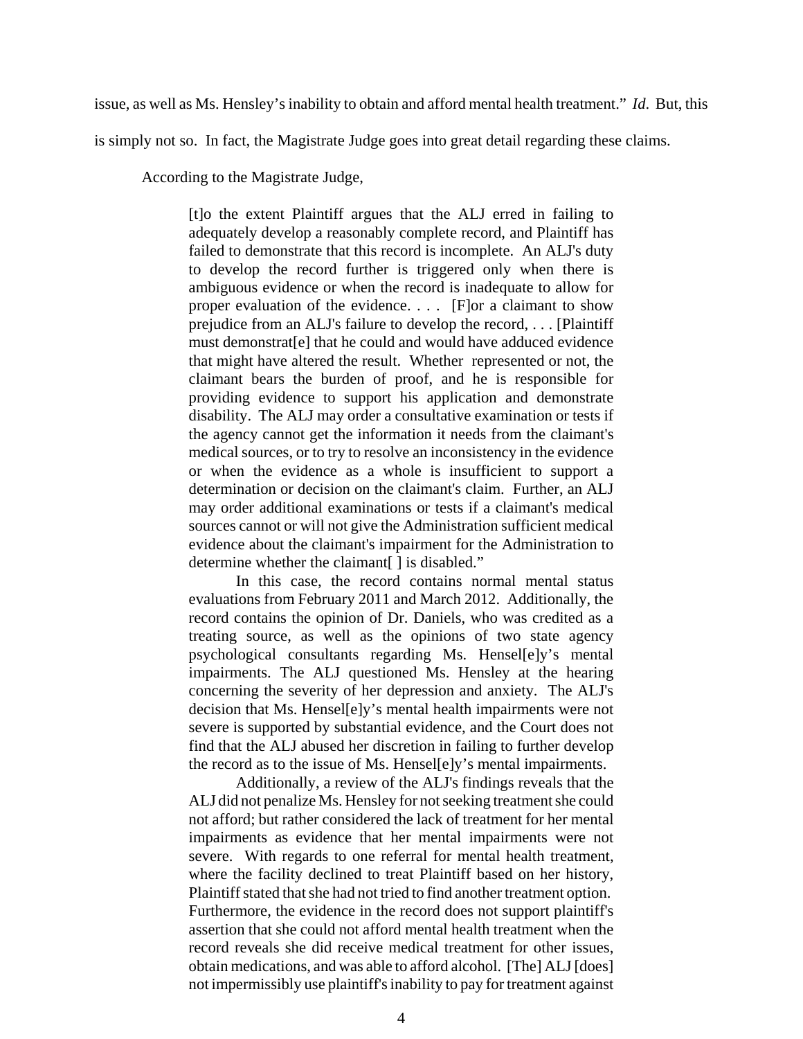issue, as well as Ms. Hensley's inability to obtain and afford mental health treatment." *Id*. But, this is simply not so. In fact, the Magistrate Judge goes into great detail regarding these claims.

According to the Magistrate Judge,

> [t]o the extent Plaintiff argues that the ALJ erred in failing to adequately develop a reasonably complete record, and Plaintiff has failed to demonstrate that this record is incomplete. An ALJ's duty to develop the record further is triggered only when there is ambiguous evidence or when the record is inadequate to allow for proper evaluation of the evidence. . . . [F]or a claimant to show prejudice from an ALJ's failure to develop the record, . . . [Plaintiff must demonstrat[e] that he could and would have adduced evidence that might have altered the result. Whether represented or not, the claimant bears the burden of proof, and he is responsible for providing evidence to support his application and demonstrate disability. The ALJ may order a consultative examination or tests if the agency cannot get the information it needs from the claimant's medical sources, or to try to resolve an inconsistency in the evidence or when the evidence as a whole is insufficient to support a determination or decision on the claimant's claim. Further, an ALJ may order additional examinations or tests if a claimant's medical sources cannot or will not give the Administration sufficient medical evidence about the claimant's impairment for the Administration to determine whether the claimant[ ] is disabled."
>
> In this case, the record contains normal mental status evaluations from February 2011 and March 2012. Additionally, the record contains the opinion of Dr. Daniels, who was credited as a treating source, as well as the opinions of two state agency psychological consultants regarding Ms. Hensel[e]y's mental impairments. The ALJ questioned Ms. Hensley at the hearing concerning the severity of her depression and anxiety. The ALJ's decision that Ms. Hensel[e]y's mental health impairments were not severe is supported by substantial evidence, and the Court does not find that the ALJ abused her discretion in failing to further develop the record as to the issue of Ms. Hensel[e]y's mental impairments.
>
> Additionally, a review of the ALJ's findings reveals that the ALJ did not penalize Ms. Hensley for not seeking treatment she could not afford; but rather considered the lack of treatment for her mental impairments as evidence that her mental impairments were not severe. With regards to one referral for mental health treatment, where the facility declined to treat Plaintiff based on her history, Plaintiff stated that she had not tried to find another treatment option. Furthermore, the evidence in the record does not support plaintiff's assertion that she could not afford mental health treatment when the record reveals she did receive medical treatment for other issues, obtain medications, and was able to afford alcohol. [The] ALJ [does] not impermissibly use plaintiff's inability to pay for treatment against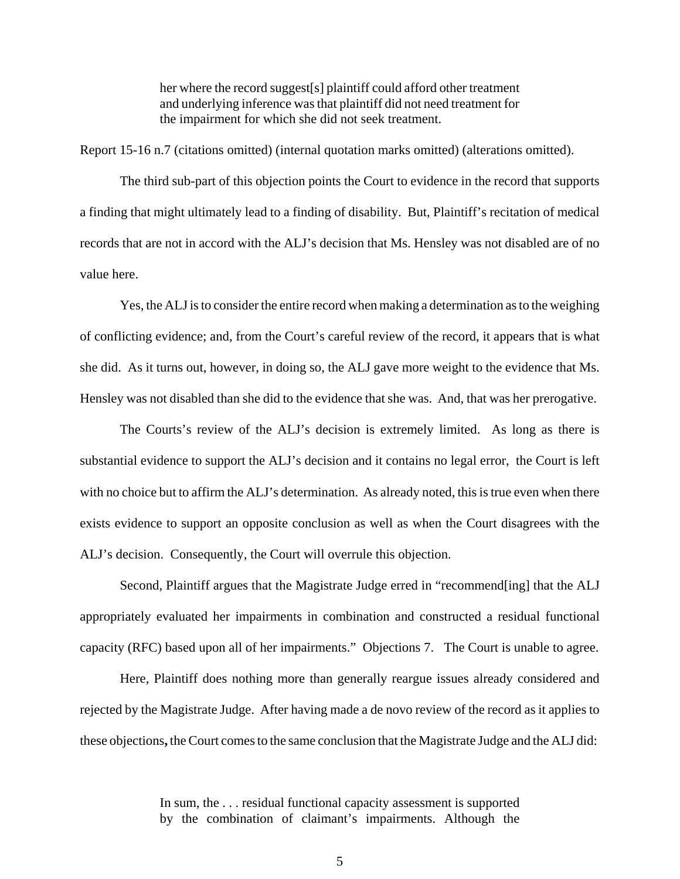> her where the record suggest[s] plaintiff could afford other treatment and underlying inference was that plaintiff did not need treatment for the impairment for which she did not seek treatment.

Report 15-16 n.7 (citations omitted) (internal quotation marks omitted) (alterations omitted).

The third sub-part of this objection points the Court to evidence in the record that supports a finding that might ultimately lead to a finding of disability. But, Plaintiff's recitation of medical records that are not in accord with the ALJ's decision that Ms. Hensley was not disabled are of no value here.

Yes, the ALJ is to consider the entire record when making a determination as to the weighing of conflicting evidence; and, from the Court's careful review of the record, it appears that is what she did. As it turns out, however, in doing so, the ALJ gave more weight to the evidence that Ms. Hensley was not disabled than she did to the evidence that she was. And, that was her prerogative.

The Courts's review of the ALJ's decision is extremely limited. As long as there is substantial evidence to support the ALJ's decision and it contains no legal error, the Court is left with no choice but to affirm the ALJ's determination. As already noted, this is true even when there exists evidence to support an opposite conclusion as well as when the Court disagrees with the ALJ's decision. Consequently, the Court will overrule this objection.

Second, Plaintiff argues that the Magistrate Judge erred in "recommend[ing] that the ALJ appropriately evaluated her impairments in combination and constructed a residual functional capacity (RFC) based upon all of her impairments." Objections 7. The Court is unable to agree.

Here, Plaintiff does nothing more than generally reargue issues already considered and rejected by the Magistrate Judge. After having made a de novo review of the record as it applies to these objections**,** the Court comes to the same conclusion that the Magistrate Judge and the ALJ did:

> In sum, the . . . residual functional capacity assessment is supported by the combination of claimant's impairments. Although the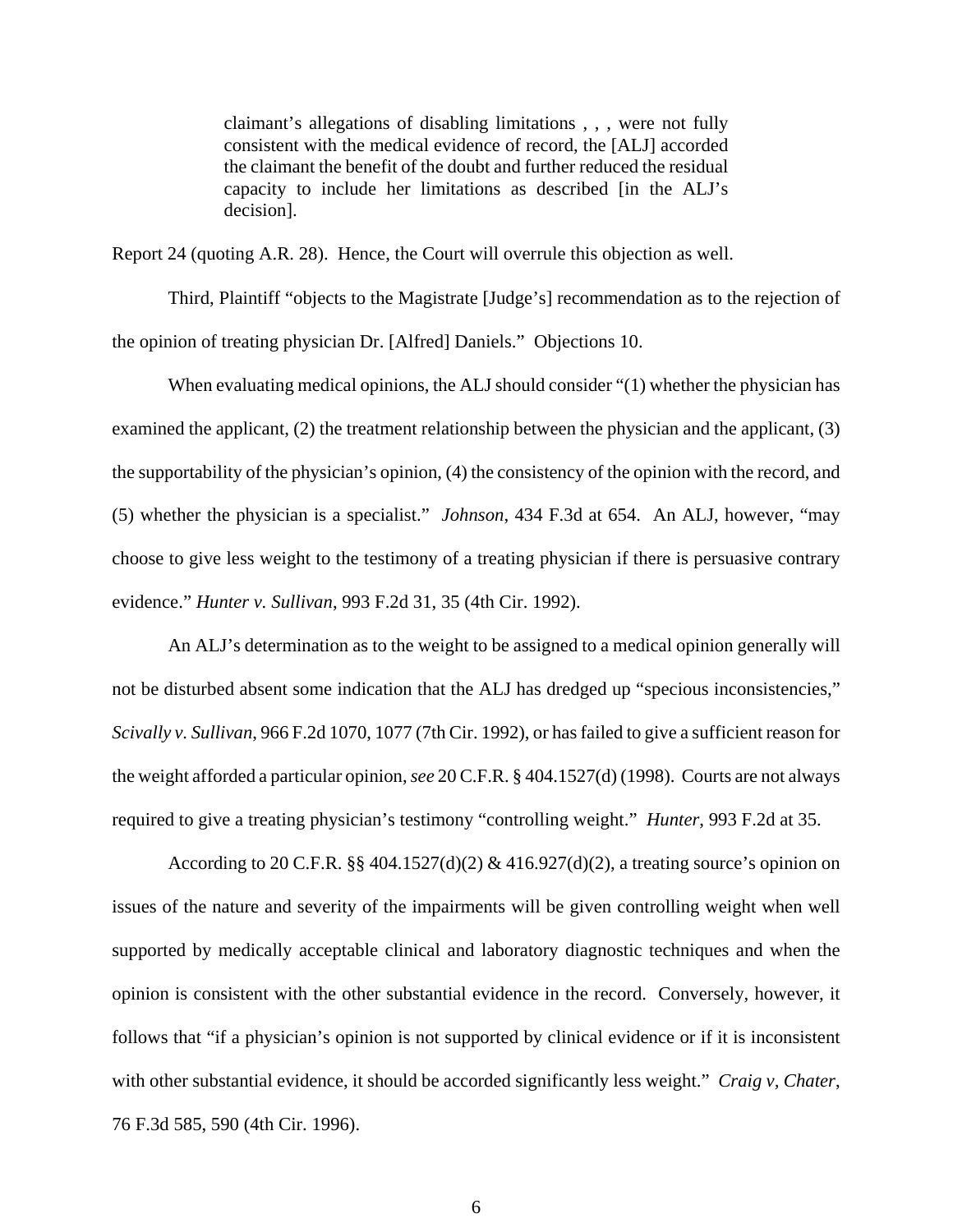> claimant's allegations of disabling limitations , , , were not fully consistent with the medical evidence of record, the [ALJ] accorded the claimant the benefit of the doubt and further reduced the residual capacity to include her limitations as described [in the ALJ's decision].

Report 24 (quoting A.R. 28). Hence, the Court will overrule this objection as well.

Third, Plaintiff "objects to the Magistrate [Judge's] recommendation as to the rejection of the opinion of treating physician Dr. [Alfred] Daniels." Objections 10.

When evaluating medical opinions, the ALJ should consider "(1) whether the physician has examined the applicant, (2) the treatment relationship between the physician and the applicant, (3) the supportability of the physician's opinion, (4) the consistency of the opinion with the record, and (5) whether the physician is a specialist." *Johnson*, 434 F.3d at 654. An ALJ, however, "may choose to give less weight to the testimony of a treating physician if there is persuasive contrary evidence." *Hunter v. Sullivan*, 993 F.2d 31, 35 (4th Cir. 1992).

An ALJ's determination as to the weight to be assigned to a medical opinion generally will not be disturbed absent some indication that the ALJ has dredged up "specious inconsistencies," *Scivally v. Sullivan*, 966 F.2d 1070, 1077 (7th Cir. 1992), or has failed to give a sufficient reason for the weight afforded a particular opinion, *see* 20 C.F.R. § 404.1527(d) (1998). Courts are not always required to give a treating physician's testimony "controlling weight." *Hunter*, 993 F.2d at 35.

According to 20 C.F.R. §§ 404.1527(d)(2) & 416.927(d)(2), a treating source's opinion on issues of the nature and severity of the impairments will be given controlling weight when well supported by medically acceptable clinical and laboratory diagnostic techniques and when the opinion is consistent with the other substantial evidence in the record. Conversely, however, it follows that "if a physician's opinion is not supported by clinical evidence or if it is inconsistent with other substantial evidence, it should be accorded significantly less weight." *Craig v, Chater*, 76 F.3d 585, 590 (4th Cir. 1996).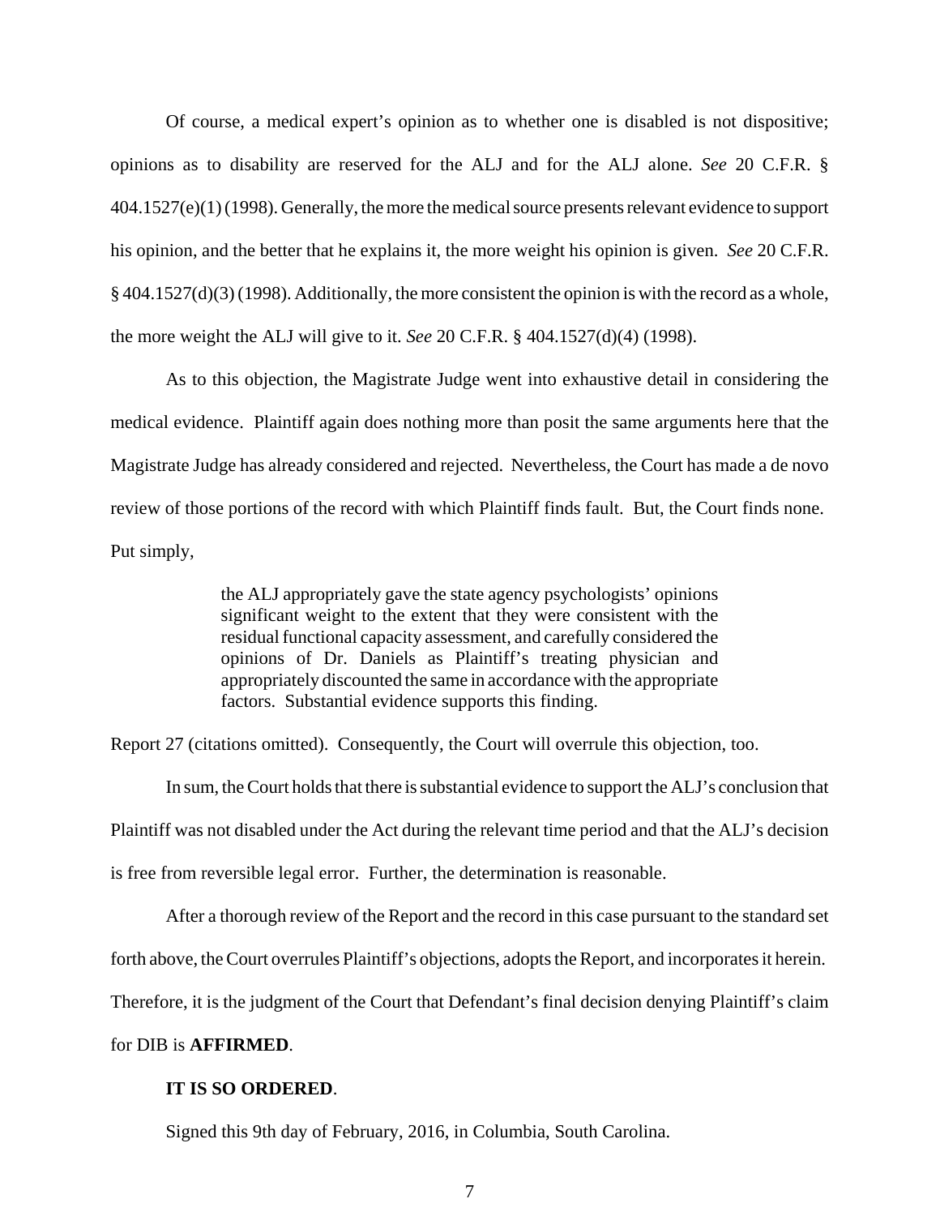Of course, a medical expert's opinion as to whether one is disabled is not dispositive; opinions as to disability are reserved for the ALJ and for the ALJ alone. *See* 20 C.F.R. § 404.1527(e)(1) (1998). Generally, the more the medical source presents relevant evidence to support his opinion, and the better that he explains it, the more weight his opinion is given. *See* 20 C.F.R. § 404.1527(d)(3) (1998). Additionally, the more consistent the opinion is with the record as a whole, the more weight the ALJ will give to it. *See* 20 C.F.R. § 404.1527(d)(4) (1998).

As to this objection, the Magistrate Judge went into exhaustive detail in considering the medical evidence. Plaintiff again does nothing more than posit the same arguments here that the Magistrate Judge has already considered and rejected. Nevertheless, the Court has made a de novo review of those portions of the record with which Plaintiff finds fault. But, the Court finds none. Put simply,

> the ALJ appropriately gave the state agency psychologists' opinions significant weight to the extent that they were consistent with the residual functional capacity assessment, and carefully considered the opinions of Dr. Daniels as Plaintiff's treating physician and appropriately discounted the same in accordance with the appropriate factors. Substantial evidence supports this finding.

Report 27 (citations omitted). Consequently, the Court will overrule this objection, too.

In sum, the Court holds that there is substantial evidence to support the ALJ's conclusion that Plaintiff was not disabled under the Act during the relevant time period and that the ALJ's decision is free from reversible legal error. Further, the determination is reasonable.

After a thorough review of the Report and the record in this case pursuant to the standard set forth above, the Court overrules Plaintiff's objections, adopts the Report, and incorporates it herein. Therefore, it is the judgment of the Court that Defendant's final decision denying Plaintiff's claim for DIB is **AFFIRMED**.

**IT IS SO ORDERED**.

Signed this 9th day of February, 2016, in Columbia, South Carolina.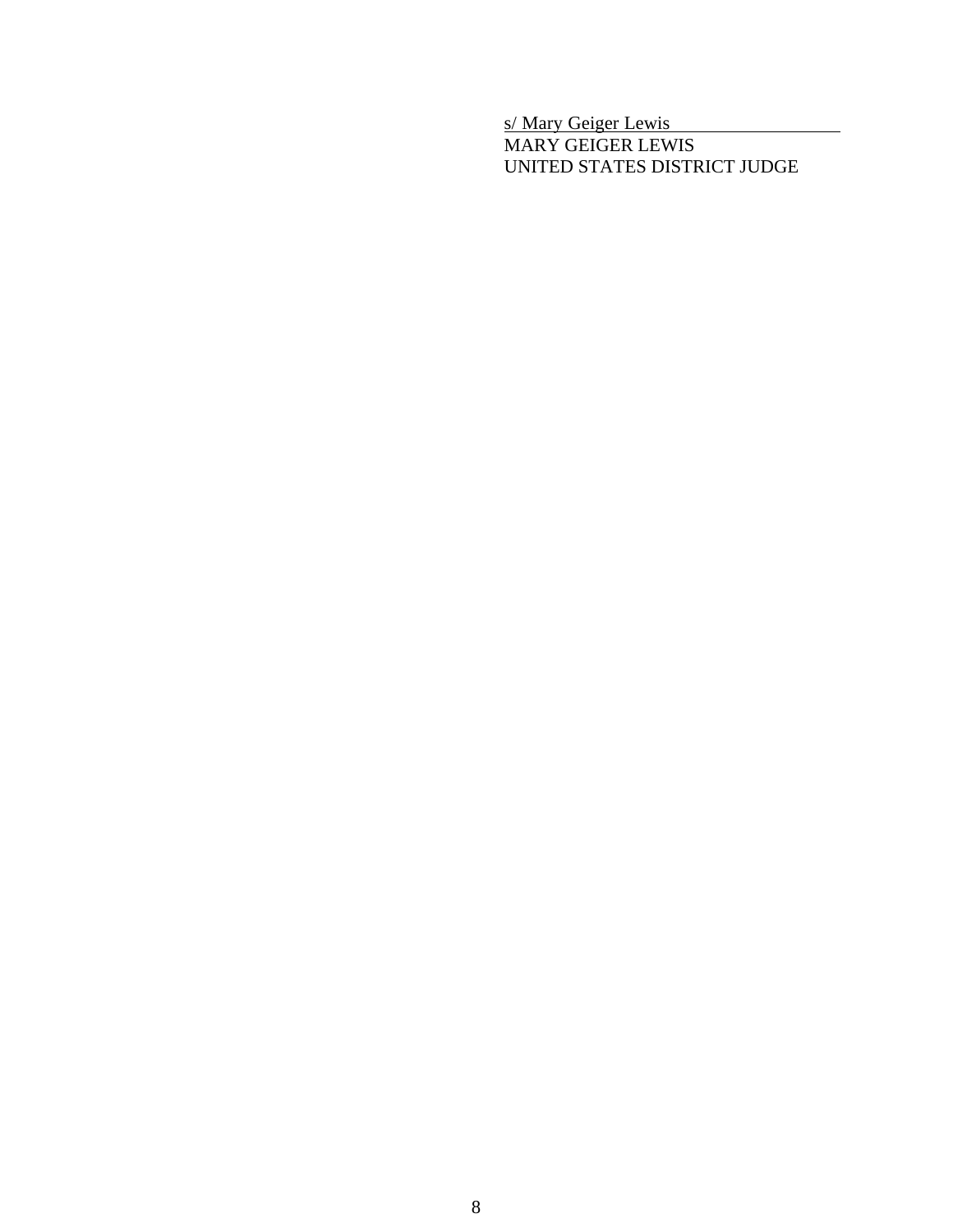s/ Mary Geiger Lewis
MARY GEIGER LEWIS
UNITED STATES DISTRICT JUDGE